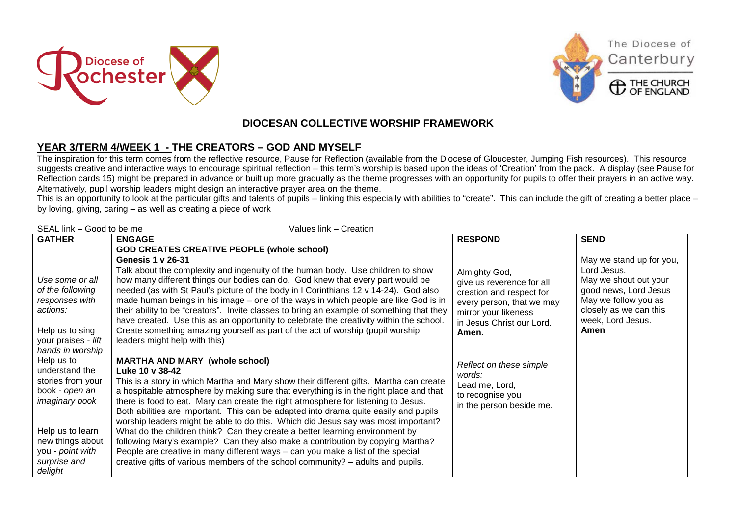## DIOCESAN COLLECTIVE WORSHIP FRAMEWORK

### YEAR 3/TERM 4/WEEK 1 - THE CREATORS – GOD AND MYSELF

The inspiration for this term comes from the reflective resource, Pause for Reflection (available from the Diocese of Gloucester, Jumping Fish resources). This resource suggests creative and interactive ways to encourage spiritual reflection – this term's worship is based upon the ideas of 'Creation' from the pack. A display (see Pause for Reflection cards 15) might be prepared in advance or built up more gradually as the theme progresses with an opportunity for pupils to offer their prayers in an active way. Alternatively, pupil worship leaders might design an interactive prayer area on the theme.

This is an opportunity to look at the particular gifts and talents of pupils – linking this especially with abilities to "create". This can include the gift of creating a better place – by loving, giving, caring – as well as creating a piece of work

SEAL link – Good to be me        Values link – Creation

| GATHER | ENGAGE | RESPOND | SEND |
| --- | --- | --- | --- |
| *Use some or all of the following responses with actions:*<br><br>Help us to sing your praises - *lift hands in worship*<br><br>Help us to understand the stories from your book - *open an imaginary book*<br><br>Help us to learn new things about you - *point with surprise and delight* | **GOD CREATES CREATIVE PEOPLE (whole school)**<br>**Genesis 1 v 26-31**<br>Talk about the complexity and ingenuity of the human body. Use children to show how many different things our bodies can do. God knew that every part would be needed (as with St Paul's picture of the body in I Corinthians 12 v 14-24). God also made human beings in his image – one of the ways in which people are like God is in their ability to be "creators". Invite classes to bring an example of something that they have created. Use this as an opportunity to celebrate the creativity within the school. Create something amazing yourself as part of the act of worship (pupil worship leaders might help with this)<br><br>**MARTHA AND MARY (whole school)**<br>**Luke 10 v 38-42**<br>This is a story in which Martha and Mary show their different gifts. Martha can create a hospitable atmosphere by making sure that everything is in the right place and that there is food to eat. Mary can create the right atmosphere for listening to Jesus. Both abilities are important. This can be adapted into drama quite easily and pupils worship leaders might be able to do this. Which did Jesus say was most important? What do the children think? Can they create a better learning environment by following Mary's example? Can they also make a contribution by copying Martha? People are creative in many different ways – can you make a list of the special creative gifts of various members of the school community? – adults and pupils. | Almighty God,<br>give us reverence for all creation and respect for every person, that we may mirror your likeness in Jesus Christ our Lord.<br>**Amen.**<br><br>*Reflect on these simple words:*<br>Lead me, Lord,<br>to recognise you<br>in the person beside me. | May we stand up for you, Lord Jesus.<br>May we shout out your good news, Lord Jesus<br>May we follow you as closely as we can this week, Lord Jesus.<br>**Amen** |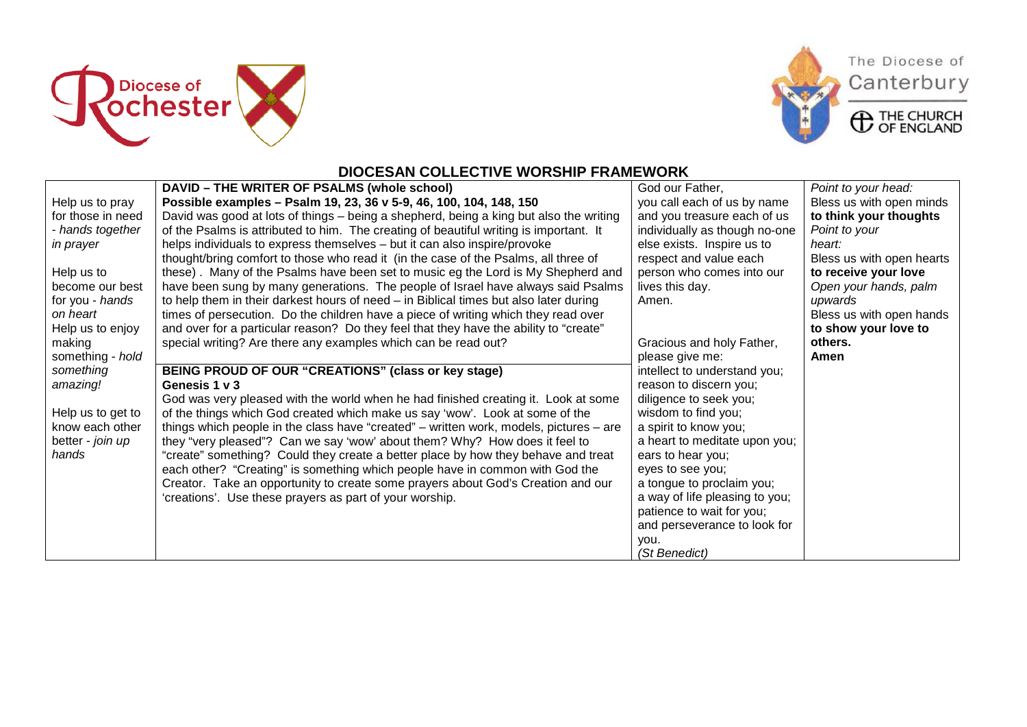## DIOCESAN COLLECTIVE WORSHIP FRAMEWORK

| | | | |
|---|---|---|---|
| Help us to pray for those in need - *hands together in prayer*<br><br>Help us to become our best for you - *hands on heart*<br>Help us to enjoy making something - *hold something amazing!*<br><br>Help us to get to know each other better - *join up hands* | **DAVID – THE WRITER OF PSALMS (whole school)**<br>**Possible examples – Psalm 19, 23, 36 v 5-9, 46, 100, 104, 148, 150**<br>David was good at lots of things – being a shepherd, being a king but also the writing of the Psalms is attributed to him. The creating of beautiful writing is important. It helps individuals to express themselves – but it can also inspire/provoke thought/bring comfort to those who read it (in the case of the Psalms, all three of these) . Many of the Psalms have been set to music eg the Lord is My Shepherd and have been sung by many generations. The people of Israel have always said Psalms to help them in their darkest hours of need – in Biblical times but also later during times of persecution. Do the children have a piece of writing which they read over and over for a particular reason? Do they feel that they have the ability to "create" special writing? Are there any examples which can be read out?<br><br>**BEING PROUD OF OUR "CREATIONS" (class or key stage)**<br>**Genesis 1 v 3**<br>God was very pleased with the world when he had finished creating it. Look at some of the things which God created which make us say 'wow'. Look at some of the things which people in the class have "created" – written work, models, pictures – are they "very pleased"? Can we say 'wow' about them? Why? How does it feel to "create" something? Could they create a better place by how they behave and treat each other? "Creating" is something which people have in common with God the Creator. Take an opportunity to create some prayers about God's Creation and our 'creations'. Use these prayers as part of your worship. | God our Father,<br>you call each of us by name and you treasure each of us individually as though no-one else exists. Inspire us to respect and value each person who comes into our lives this day.<br>Amen.<br><br>Gracious and holy Father,<br>please give me:<br>intellect to understand you;<br>reason to discern you;<br>diligence to seek you;<br>wisdom to find you;<br>a spirit to know you;<br>a heart to meditate upon you;<br>ears to hear you;<br>eyes to see you;<br>a tongue to proclaim you;<br>a way of life pleasing to you;<br>patience to wait for you;<br>and perseverance to look for you.<br>*(St Benedict)* | *Point to your head:*<br>Bless us with open minds **to think your thoughts**<br>*Point to your heart:*<br>Bless us with open hearts **to receive your love**<br>*Open your hands, palm upwards*<br>Bless us with open hands **to show your love to others.**<br>**Amen** |